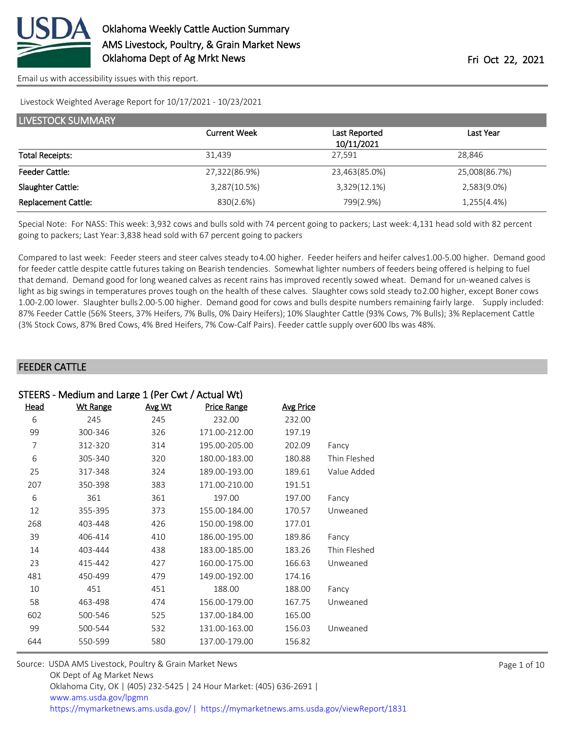# Oklahoma Weekly Cattle Auction Summary
## AMS Livestock, Poultry, & Grain Market News
## Oklahoma Dept of Ag Mrkt News

Fri Oct 22, 2021

Email us with accessibility issues with this report.

Livestock Weighted Average Report for 10/17/2021 - 10/23/2021

## LIVESTOCK SUMMARY

| | Current Week | Last Reported 10/11/2021 | Last Year |
|---|---|---|---|
| Total Receipts: | 31,439 | 27,591 | 28,846 |
| Feeder Cattle: | 27,322(86.9%) | 23,463(85.0%) | 25,008(86.7%) |
| Slaughter Cattle: | 3,287(10.5%) | 3,329(12.1%) | 2,583(9.0%) |
| Replacement Cattle: | 830(2.6%) | 799(2.9%) | 1,255(4.4%) |

Special Note: For NASS: This week: 3,932 cows and bulls sold with 74 percent going to packers; Last week: 4,131 head sold with 82 percent going to packers; Last Year: 3,838 head sold with 67 percent going to packers

Compared to last week: Feeder steers and steer calves steady to 4.00 higher. Feeder heifers and heifer calves 1.00-5.00 higher. Demand good for feeder cattle despite cattle futures taking on Bearish tendencies. Somewhat lighter numbers of feeders being offered is helping to fuel that demand. Demand good for long weaned calves as recent rains has improved recently sowed wheat. Demand for un-weaned calves is light as big swings in temperatures proves tough on the health of these calves. Slaughter cows sold steady to 2.00 higher, except Boner cows 1.00-2.00 lower. Slaughter bulls 2.00-5.00 higher. Demand good for cows and bulls despite numbers remaining fairly large. Supply included: 87% Feeder Cattle (56% Steers, 37% Heifers, 7% Bulls, 0% Dairy Heifers); 10% Slaughter Cattle (93% Cows, 7% Bulls); 3% Replacement Cattle (3% Stock Cows, 87% Bred Cows, 4% Bred Heifers, 7% Cow-Calf Pairs). Feeder cattle supply over 600 lbs was 48%.

## FEEDER CATTLE

### STEERS - Medium and Large 1 (Per Cwt / Actual Wt)

| Head | Wt Range | Avg Wt | Price Range | Avg Price | |
|---|---|---|---|---|---|
| 6 | 245 | 245 | 232.00 | 232.00 | |
| 99 | 300-346 | 326 | 171.00-212.00 | 197.19 | |
| 7 | 312-320 | 314 | 195.00-205.00 | 202.09 | Fancy |
| 6 | 305-340 | 320 | 180.00-183.00 | 180.88 | Thin Fleshed |
| 25 | 317-348 | 324 | 189.00-193.00 | 189.61 | Value Added |
| 207 | 350-398 | 383 | 171.00-210.00 | 191.51 | |
| 6 | 361 | 361 | 197.00 | 197.00 | Fancy |
| 12 | 355-395 | 373 | 155.00-184.00 | 170.57 | Unweaned |
| 268 | 403-448 | 426 | 150.00-198.00 | 177.01 | |
| 39 | 406-414 | 410 | 186.00-195.00 | 189.86 | Fancy |
| 14 | 403-444 | 438 | 183.00-185.00 | 183.26 | Thin Fleshed |
| 23 | 415-442 | 427 | 160.00-175.00 | 166.63 | Unweaned |
| 481 | 450-499 | 479 | 149.00-192.00 | 174.16 | |
| 10 | 451 | 451 | 188.00 | 188.00 | Fancy |
| 58 | 463-498 | 474 | 156.00-179.00 | 167.75 | Unweaned |
| 602 | 500-546 | 525 | 137.00-184.00 | 165.00 | |
| 99 | 500-544 | 532 | 131.00-163.00 | 156.03 | Unweaned |
| 644 | 550-599 | 580 | 137.00-179.00 | 156.82 | |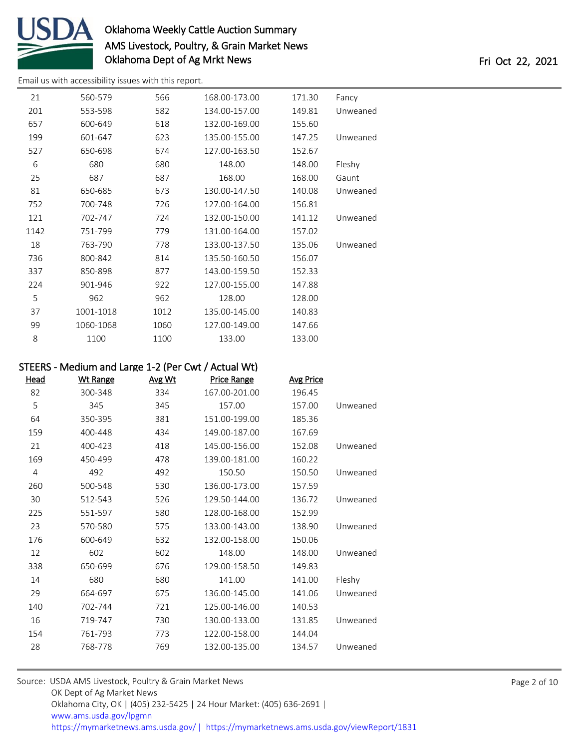| Head | Wt Range | Avg Wt | Price Range | Avg Price | |
|---|---|---|---|---|---|
| 21 | 560-579 | 566 | 168.00-173.00 | 171.30 | Fancy |
| 201 | 553-598 | 582 | 134.00-157.00 | 149.81 | Unweaned |
| 657 | 600-649 | 618 | 132.00-169.00 | 155.60 | |
| 199 | 601-647 | 623 | 135.00-155.00 | 147.25 | Unweaned |
| 527 | 650-698 | 674 | 127.00-163.50 | 152.67 | |
| 6 | 680 | 680 | 148.00 | 148.00 | Fleshy |
| 25 | 687 | 687 | 168.00 | 168.00 | Gaunt |
| 81 | 650-685 | 673 | 130.00-147.50 | 140.08 | Unweaned |
| 752 | 700-748 | 726 | 127.00-164.00 | 156.81 | |
| 121 | 702-747 | 724 | 132.00-150.00 | 141.12 | Unweaned |
| 1142 | 751-799 | 779 | 131.00-164.00 | 157.02 | |
| 18 | 763-790 | 778 | 133.00-137.50 | 135.06 | Unweaned |
| 736 | 800-842 | 814 | 135.50-160.50 | 156.07 | |
| 337 | 850-898 | 877 | 143.00-159.50 | 152.33 | |
| 224 | 901-946 | 922 | 127.00-155.00 | 147.88 | |
| 5 | 962 | 962 | 128.00 | 128.00 | |
| 37 | 1001-1018 | 1012 | 135.00-145.00 | 140.83 | |
| 99 | 1060-1068 | 1060 | 127.00-149.00 | 147.66 | |
| 8 | 1100 | 1100 | 133.00 | 133.00 | |

## STEERS - Medium and Large 1-2 (Per Cwt / Actual Wt)

| Head | Wt Range | Avg Wt | Price Range | Avg Price | |
|---|---|---|---|---|---|
| 82 | 300-348 | 334 | 167.00-201.00 | 196.45 | |
| 5 | 345 | 345 | 157.00 | 157.00 | Unweaned |
| 64 | 350-395 | 381 | 151.00-199.00 | 185.36 | |
| 159 | 400-448 | 434 | 149.00-187.00 | 167.69 | |
| 21 | 400-423 | 418 | 145.00-156.00 | 152.08 | Unweaned |
| 169 | 450-499 | 478 | 139.00-181.00 | 160.22 | |
| 4 | 492 | 492 | 150.50 | 150.50 | Unweaned |
| 260 | 500-548 | 530 | 136.00-173.00 | 157.59 | |
| 30 | 512-543 | 526 | 129.50-144.00 | 136.72 | Unweaned |
| 225 | 551-597 | 580 | 128.00-168.00 | 152.99 | |
| 23 | 570-580 | 575 | 133.00-143.00 | 138.90 | Unweaned |
| 176 | 600-649 | 632 | 132.00-158.00 | 150.06 | |
| 12 | 602 | 602 | 148.00 | 148.00 | Unweaned |
| 338 | 650-699 | 676 | 129.00-158.50 | 149.83 | |
| 14 | 680 | 680 | 141.00 | 141.00 | Fleshy |
| 29 | 664-697 | 675 | 136.00-145.00 | 141.06 | Unweaned |
| 140 | 702-744 | 721 | 125.00-146.00 | 140.53 | |
| 16 | 719-747 | 730 | 130.00-133.00 | 131.85 | Unweaned |
| 154 | 761-793 | 773 | 122.00-158.00 | 144.04 | |
| 28 | 768-778 | 769 | 132.00-135.00 | 134.57 | Unweaned |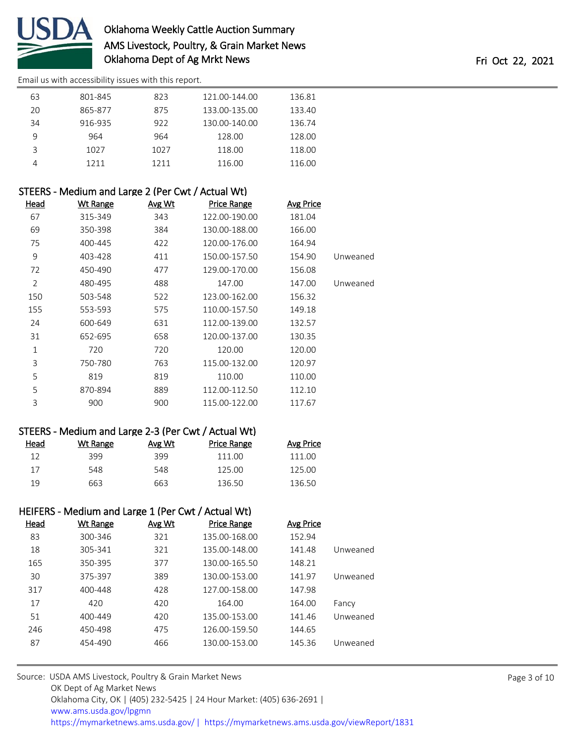| Head | Wt Range | Avg Wt | Price Range | Avg Price | |
|---|---|---|---|---|---|
| 63 | 801-845 | 823 | 121.00-144.00 | 136.81 | |
| 20 | 865-877 | 875 | 133.00-135.00 | 133.40 | |
| 34 | 916-935 | 922 | 130.00-140.00 | 136.74 | |
| 9 | 964 | 964 | 128.00 | 128.00 | |
| 3 | 1027 | 1027 | 118.00 | 118.00 | |
| 4 | 1211 | 1211 | 116.00 | 116.00 | |

## STEERS - Medium and Large 2 (Per Cwt / Actual Wt)

| Head | Wt Range | Avg Wt | Price Range | Avg Price | |
|---|---|---|---|---|---|
| 67 | 315-349 | 343 | 122.00-190.00 | 181.04 | |
| 69 | 350-398 | 384 | 130.00-188.00 | 166.00 | |
| 75 | 400-445 | 422 | 120.00-176.00 | 164.94 | |
| 9 | 403-428 | 411 | 150.00-157.50 | 154.90 | Unweaned |
| 72 | 450-490 | 477 | 129.00-170.00 | 156.08 | |
| 2 | 480-495 | 488 | 147.00 | 147.00 | Unweaned |
| 150 | 503-548 | 522 | 123.00-162.00 | 156.32 | |
| 155 | 553-593 | 575 | 110.00-157.50 | 149.18 | |
| 24 | 600-649 | 631 | 112.00-139.00 | 132.57 | |
| 31 | 652-695 | 658 | 120.00-137.00 | 130.35 | |
| 1 | 720 | 720 | 120.00 | 120.00 | |
| 3 | 750-780 | 763 | 115.00-132.00 | 120.97 | |
| 5 | 819 | 819 | 110.00 | 110.00 | |
| 5 | 870-894 | 889 | 112.00-112.50 | 112.10 | |
| 3 | 900 | 900 | 115.00-122.00 | 117.67 | |

## STEERS - Medium and Large 2-3 (Per Cwt / Actual Wt)

| Head | Wt Range | Avg Wt | Price Range | Avg Price |
|---|---|---|---|---|
| 12 | 399 | 399 | 111.00 | 111.00 |
| 17 | 548 | 548 | 125.00 | 125.00 |
| 19 | 663 | 663 | 136.50 | 136.50 |

## HEIFERS - Medium and Large 1 (Per Cwt / Actual Wt)

| Head | Wt Range | Avg Wt | Price Range | Avg Price | |
|---|---|---|---|---|---|
| 83 | 300-346 | 321 | 135.00-168.00 | 152.94 | |
| 18 | 305-341 | 321 | 135.00-148.00 | 141.48 | Unweaned |
| 165 | 350-395 | 377 | 130.00-165.50 | 148.21 | |
| 30 | 375-397 | 389 | 130.00-153.00 | 141.97 | Unweaned |
| 317 | 400-448 | 428 | 127.00-158.00 | 147.98 | |
| 17 | 420 | 420 | 164.00 | 164.00 | Fancy |
| 51 | 400-449 | 420 | 135.00-153.00 | 141.46 | Unweaned |
| 246 | 450-498 | 475 | 126.00-159.50 | 144.65 | |
| 87 | 454-490 | 466 | 130.00-153.00 | 145.36 | Unweaned |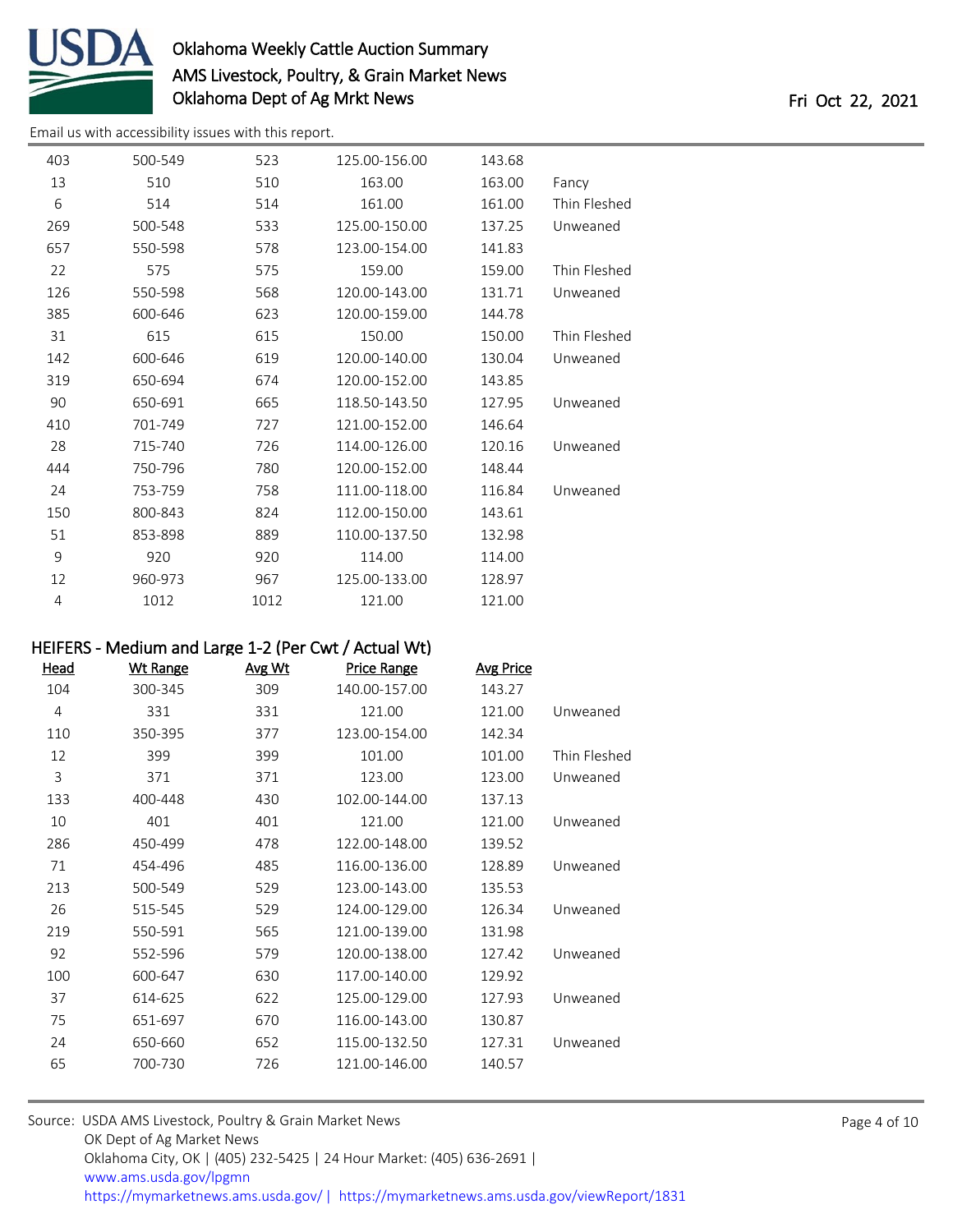| | | | | | |
|---|---|---|---|---|---|
| 403 | 500-549 | 523 | 125.00-156.00 | 143.68 | |
| 13 | 510 | 510 | 163.00 | 163.00 | Fancy |
| 6 | 514 | 514 | 161.00 | 161.00 | Thin Fleshed |
| 269 | 500-548 | 533 | 125.00-150.00 | 137.25 | Unweaned |
| 657 | 550-598 | 578 | 123.00-154.00 | 141.83 | |
| 22 | 575 | 575 | 159.00 | 159.00 | Thin Fleshed |
| 126 | 550-598 | 568 | 120.00-143.00 | 131.71 | Unweaned |
| 385 | 600-646 | 623 | 120.00-159.00 | 144.78 | |
| 31 | 615 | 615 | 150.00 | 150.00 | Thin Fleshed |
| 142 | 600-646 | 619 | 120.00-140.00 | 130.04 | Unweaned |
| 319 | 650-694 | 674 | 120.00-152.00 | 143.85 | |
| 90 | 650-691 | 665 | 118.50-143.50 | 127.95 | Unweaned |
| 410 | 701-749 | 727 | 121.00-152.00 | 146.64 | |
| 28 | 715-740 | 726 | 114.00-126.00 | 120.16 | Unweaned |
| 444 | 750-796 | 780 | 120.00-152.00 | 148.44 | |
| 24 | 753-759 | 758 | 111.00-118.00 | 116.84 | Unweaned |
| 150 | 800-843 | 824 | 112.00-150.00 | 143.61 | |
| 51 | 853-898 | 889 | 110.00-137.50 | 132.98 | |
| 9 | 920 | 920 | 114.00 | 114.00 | |
| 12 | 960-973 | 967 | 125.00-133.00 | 128.97 | |
| 4 | 1012 | 1012 | 121.00 | 121.00 | |

## HEIFERS - Medium and Large 1-2 (Per Cwt / Actual Wt)

| Head | Wt Range | Avg Wt | Price Range | Avg Price | |
|---|---|---|---|---|---|
| 104 | 300-345 | 309 | 140.00-157.00 | 143.27 | |
| 4 | 331 | 331 | 121.00 | 121.00 | Unweaned |
| 110 | 350-395 | 377 | 123.00-154.00 | 142.34 | |
| 12 | 399 | 399 | 101.00 | 101.00 | Thin Fleshed |
| 3 | 371 | 371 | 123.00 | 123.00 | Unweaned |
| 133 | 400-448 | 430 | 102.00-144.00 | 137.13 | |
| 10 | 401 | 401 | 121.00 | 121.00 | Unweaned |
| 286 | 450-499 | 478 | 122.00-148.00 | 139.52 | |
| 71 | 454-496 | 485 | 116.00-136.00 | 128.89 | Unweaned |
| 213 | 500-549 | 529 | 123.00-143.00 | 135.53 | |
| 26 | 515-545 | 529 | 124.00-129.00 | 126.34 | Unweaned |
| 219 | 550-591 | 565 | 121.00-139.00 | 131.98 | |
| 92 | 552-596 | 579 | 120.00-138.00 | 127.42 | Unweaned |
| 100 | 600-647 | 630 | 117.00-140.00 | 129.92 | |
| 37 | 614-625 | 622 | 125.00-129.00 | 127.93 | Unweaned |
| 75 | 651-697 | 670 | 116.00-143.00 | 130.87 | |
| 24 | 650-660 | 652 | 115.00-132.50 | 127.31 | Unweaned |
| 65 | 700-730 | 726 | 121.00-146.00 | 140.57 | |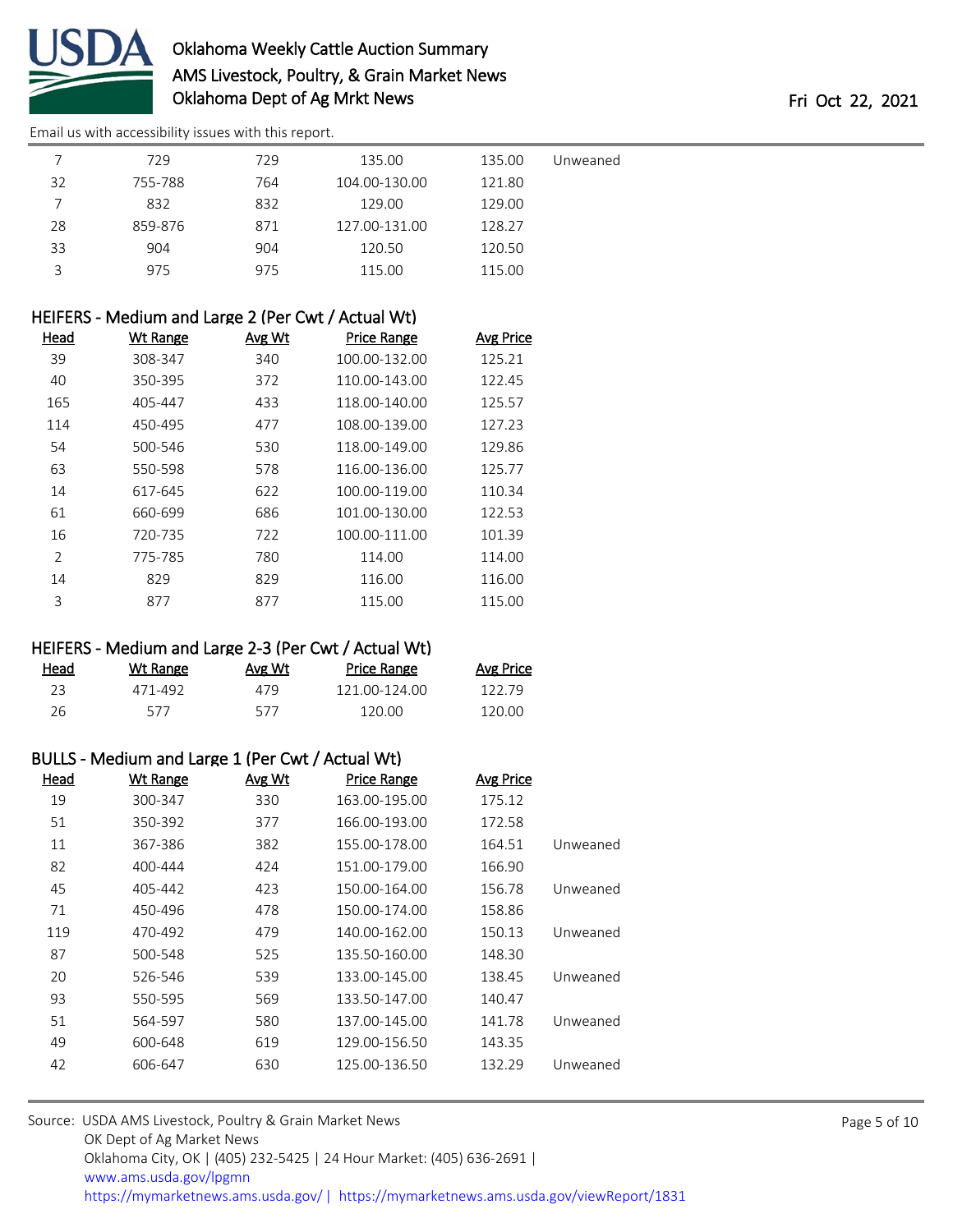| Head | Wt Range | Avg Wt | Price Range | Avg Price | |
|---|---|---|---|---|---|
| 7 | 729 | 729 | 135.00 | 135.00 | Unweaned |
| 32 | 755-788 | 764 | 104.00-130.00 | 121.80 | |
| 7 | 832 | 832 | 129.00 | 129.00 | |
| 28 | 859-876 | 871 | 127.00-131.00 | 128.27 | |
| 33 | 904 | 904 | 120.50 | 120.50 | |
| 3 | 975 | 975 | 115.00 | 115.00 | |

### HEIFERS - Medium and Large 2 (Per Cwt / Actual Wt)

| Head | Wt Range | Avg Wt | Price Range | Avg Price |
|---|---|---|---|---|
| 39 | 308-347 | 340 | 100.00-132.00 | 125.21 |
| 40 | 350-395 | 372 | 110.00-143.00 | 122.45 |
| 165 | 405-447 | 433 | 118.00-140.00 | 125.57 |
| 114 | 450-495 | 477 | 108.00-139.00 | 127.23 |
| 54 | 500-546 | 530 | 118.00-149.00 | 129.86 |
| 63 | 550-598 | 578 | 116.00-136.00 | 125.77 |
| 14 | 617-645 | 622 | 100.00-119.00 | 110.34 |
| 61 | 660-699 | 686 | 101.00-130.00 | 122.53 |
| 16 | 720-735 | 722 | 100.00-111.00 | 101.39 |
| 2 | 775-785 | 780 | 114.00 | 114.00 |
| 14 | 829 | 829 | 116.00 | 116.00 |
| 3 | 877 | 877 | 115.00 | 115.00 |

### HEIFERS - Medium and Large 2-3 (Per Cwt / Actual Wt)

| Head | Wt Range | Avg Wt | Price Range | Avg Price |
|---|---|---|---|---|
| 23 | 471-492 | 479 | 121.00-124.00 | 122.79 |
| 26 | 577 | 577 | 120.00 | 120.00 |

### BULLS - Medium and Large 1 (Per Cwt / Actual Wt)

| Head | Wt Range | Avg Wt | Price Range | Avg Price | |
|---|---|---|---|---|---|
| 19 | 300-347 | 330 | 163.00-195.00 | 175.12 | |
| 51 | 350-392 | 377 | 166.00-193.00 | 172.58 | |
| 11 | 367-386 | 382 | 155.00-178.00 | 164.51 | Unweaned |
| 82 | 400-444 | 424 | 151.00-179.00 | 166.90 | |
| 45 | 405-442 | 423 | 150.00-164.00 | 156.78 | Unweaned |
| 71 | 450-496 | 478 | 150.00-174.00 | 158.86 | |
| 119 | 470-492 | 479 | 140.00-162.00 | 150.13 | Unweaned |
| 87 | 500-548 | 525 | 135.50-160.00 | 148.30 | |
| 20 | 526-546 | 539 | 133.00-145.00 | 138.45 | Unweaned |
| 93 | 550-595 | 569 | 133.50-147.00 | 140.47 | |
| 51 | 564-597 | 580 | 137.00-145.00 | 141.78 | Unweaned |
| 49 | 600-648 | 619 | 129.00-156.50 | 143.35 | |
| 42 | 606-647 | 630 | 125.00-136.50 | 132.29 | Unweaned |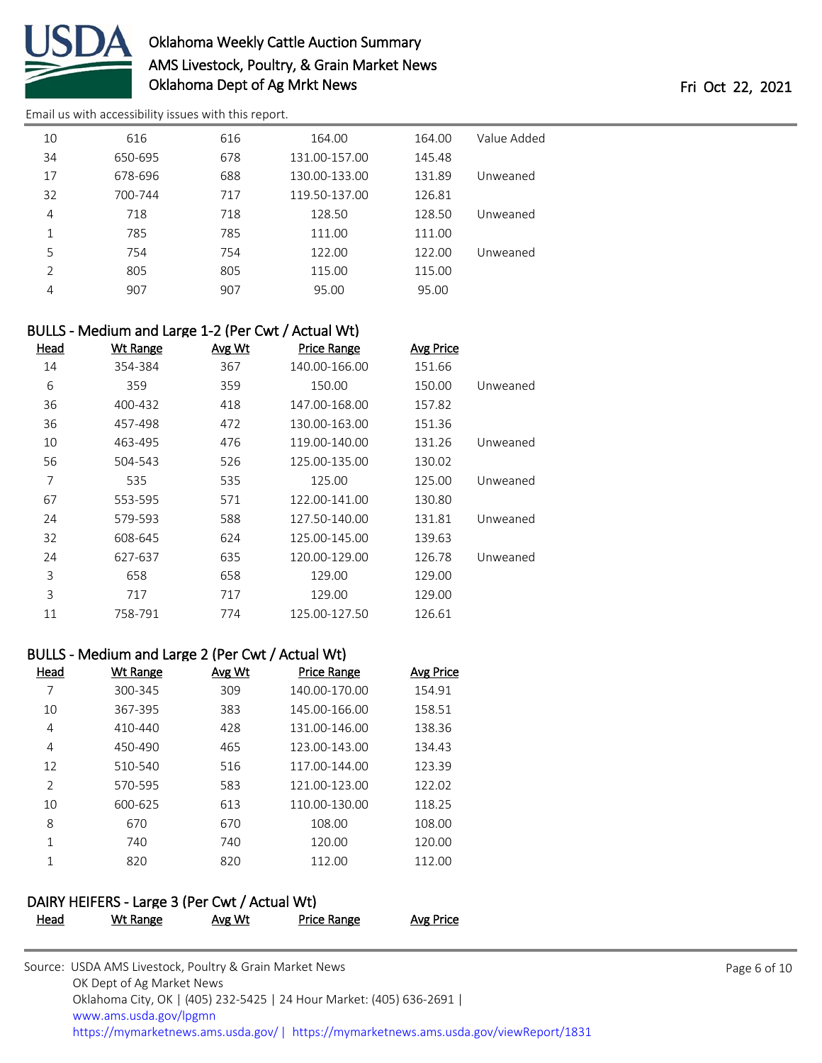| Head | Wt Range | Avg Wt | Price Range | Avg Price | |
|---|---|---|---|---|---|
| 10 | 616 | 616 | 164.00 | 164.00 | Value Added |
| 34 | 650-695 | 678 | 131.00-157.00 | 145.48 | |
| 17 | 678-696 | 688 | 130.00-133.00 | 131.89 | Unweaned |
| 32 | 700-744 | 717 | 119.50-137.00 | 126.81 | |
| 4 | 718 | 718 | 128.50 | 128.50 | Unweaned |
| 1 | 785 | 785 | 111.00 | 111.00 | |
| 5 | 754 | 754 | 122.00 | 122.00 | Unweaned |
| 2 | 805 | 805 | 115.00 | 115.00 | |
| 4 | 907 | 907 | 95.00 | 95.00 | |

## BULLS - Medium and Large 1-2 (Per Cwt / Actual Wt)

| Head | Wt Range | Avg Wt | Price Range | Avg Price | |
|---|---|---|---|---|---|
| 14 | 354-384 | 367 | 140.00-166.00 | 151.66 | |
| 6 | 359 | 359 | 150.00 | 150.00 | Unweaned |
| 36 | 400-432 | 418 | 147.00-168.00 | 157.82 | |
| 36 | 457-498 | 472 | 130.00-163.00 | 151.36 | |
| 10 | 463-495 | 476 | 119.00-140.00 | 131.26 | Unweaned |
| 56 | 504-543 | 526 | 125.00-135.00 | 130.02 | |
| 7 | 535 | 535 | 125.00 | 125.00 | Unweaned |
| 67 | 553-595 | 571 | 122.00-141.00 | 130.80 | |
| 24 | 579-593 | 588 | 127.50-140.00 | 131.81 | Unweaned |
| 32 | 608-645 | 624 | 125.00-145.00 | 139.63 | |
| 24 | 627-637 | 635 | 120.00-129.00 | 126.78 | Unweaned |
| 3 | 658 | 658 | 129.00 | 129.00 | |
| 3 | 717 | 717 | 129.00 | 129.00 | |
| 11 | 758-791 | 774 | 125.00-127.50 | 126.61 | |

## BULLS - Medium and Large 2 (Per Cwt / Actual Wt)

| Head | Wt Range | Avg Wt | Price Range | Avg Price |
|---|---|---|---|---|
| 7 | 300-345 | 309 | 140.00-170.00 | 154.91 |
| 10 | 367-395 | 383 | 145.00-166.00 | 158.51 |
| 4 | 410-440 | 428 | 131.00-146.00 | 138.36 |
| 4 | 450-490 | 465 | 123.00-143.00 | 134.43 |
| 12 | 510-540 | 516 | 117.00-144.00 | 123.39 |
| 2 | 570-595 | 583 | 121.00-123.00 | 122.02 |
| 10 | 600-625 | 613 | 110.00-130.00 | 118.25 |
| 8 | 670 | 670 | 108.00 | 108.00 |
| 1 | 740 | 740 | 120.00 | 120.00 |
| 1 | 820 | 820 | 112.00 | 112.00 |

## DAIRY HEIFERS - Large 3 (Per Cwt / Actual Wt)

| Head | Wt Range | Avg Wt | Price Range | Avg Price |
|---|---|---|---|---|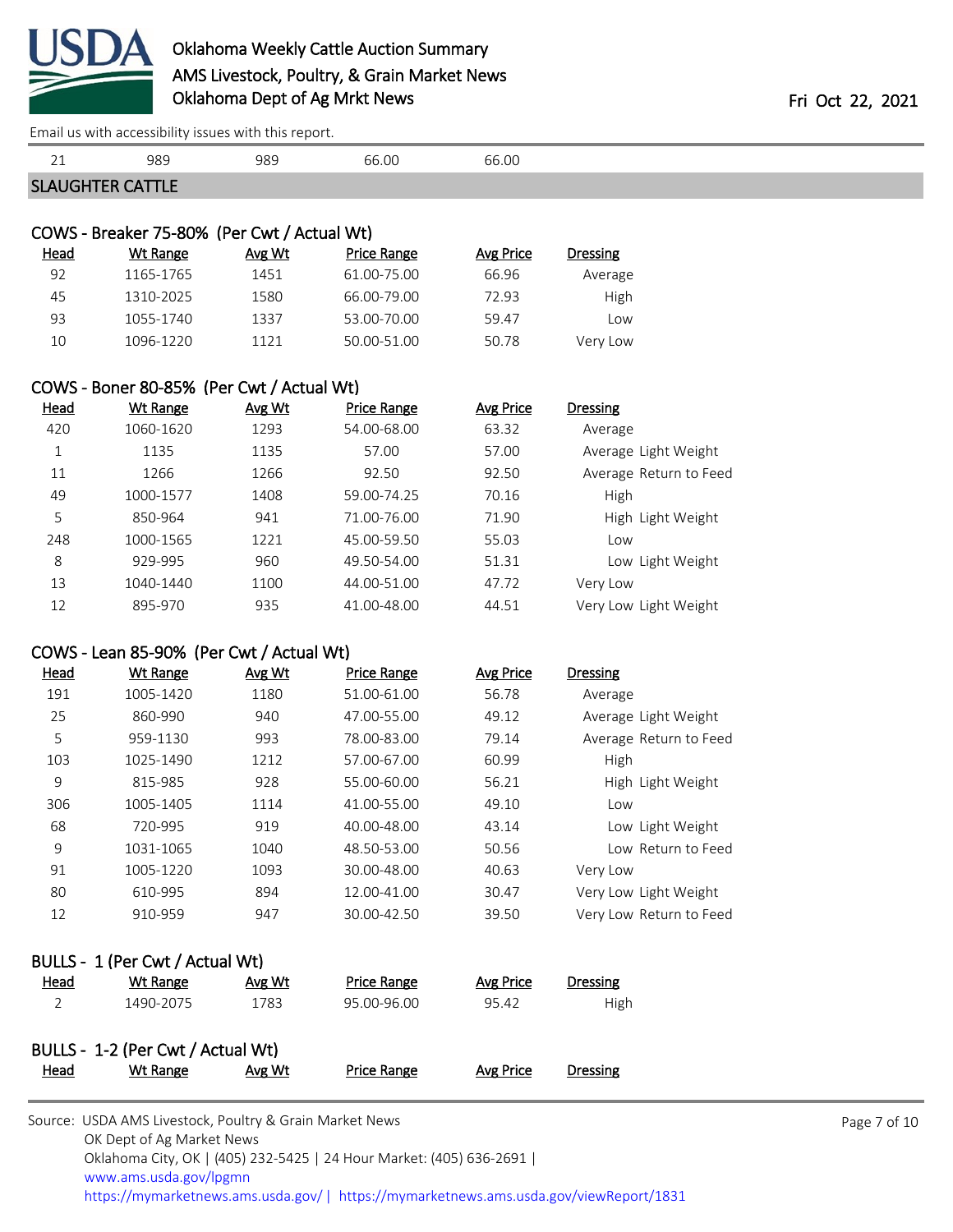Email us with accessibility issues with this report.

| 21 | 989 | 989 | 66.00 | 66.00 | |
|---|---|---|---|---|---|

## SLAUGHTER CATTLE

### COWS - Breaker 75-80% (Per Cwt / Actual Wt)

| Head | Wt Range | Avg Wt | Price Range | Avg Price | Dressing |
|---|---|---|---|---|---|
| 92 | 1165-1765 | 1451 | 61.00-75.00 | 66.96 | Average |
| 45 | 1310-2025 | 1580 | 66.00-79.00 | 72.93 | High |
| 93 | 1055-1740 | 1337 | 53.00-70.00 | 59.47 | Low |
| 10 | 1096-1220 | 1121 | 50.00-51.00 | 50.78 | Very Low |

### COWS - Boner 80-85% (Per Cwt / Actual Wt)

| Head | Wt Range | Avg Wt | Price Range | Avg Price | Dressing |
|---|---|---|---|---|---|
| 420 | 1060-1620 | 1293 | 54.00-68.00 | 63.32 | Average |
| 1 | 1135 | 1135 | 57.00 | 57.00 | Average Light Weight |
| 11 | 1266 | 1266 | 92.50 | 92.50 | Average Return to Feed |
| 49 | 1000-1577 | 1408 | 59.00-74.25 | 70.16 | High |
| 5 | 850-964 | 941 | 71.00-76.00 | 71.90 | High Light Weight |
| 248 | 1000-1565 | 1221 | 45.00-59.50 | 55.03 | Low |
| 8 | 929-995 | 960 | 49.50-54.00 | 51.31 | Low Light Weight |
| 13 | 1040-1440 | 1100 | 44.00-51.00 | 47.72 | Very Low |
| 12 | 895-970 | 935 | 41.00-48.00 | 44.51 | Very Low Light Weight |

### COWS - Lean 85-90% (Per Cwt / Actual Wt)

| Head | Wt Range | Avg Wt | Price Range | Avg Price | Dressing |
|---|---|---|---|---|---|
| 191 | 1005-1420 | 1180 | 51.00-61.00 | 56.78 | Average |
| 25 | 860-990 | 940 | 47.00-55.00 | 49.12 | Average Light Weight |
| 5 | 959-1130 | 993 | 78.00-83.00 | 79.14 | Average Return to Feed |
| 103 | 1025-1490 | 1212 | 57.00-67.00 | 60.99 | High |
| 9 | 815-985 | 928 | 55.00-60.00 | 56.21 | High Light Weight |
| 306 | 1005-1405 | 1114 | 41.00-55.00 | 49.10 | Low |
| 68 | 720-995 | 919 | 40.00-48.00 | 43.14 | Low Light Weight |
| 9 | 1031-1065 | 1040 | 48.50-53.00 | 50.56 | Low Return to Feed |
| 91 | 1005-1220 | 1093 | 30.00-48.00 | 40.63 | Very Low |
| 80 | 610-995 | 894 | 12.00-41.00 | 30.47 | Very Low Light Weight |
| 12 | 910-959 | 947 | 30.00-42.50 | 39.50 | Very Low Return to Feed |

### BULLS - 1 (Per Cwt / Actual Wt)

| Head | Wt Range | Avg Wt | Price Range | Avg Price | Dressing |
|---|---|---|---|---|---|
| 2 | 1490-2075 | 1783 | 95.00-96.00 | 95.42 | High |

### BULLS - 1-2 (Per Cwt / Actual Wt)

| Head | Wt Range | Avg Wt | Price Range | Avg Price | Dressing |
|---|---|---|---|---|---|

Source: USDA AMS Livestock, Poultry & Grain Market News
OK Dept of Ag Market News
Oklahoma City, OK | (405) 232-5425 | 24 Hour Market: (405) 636-2691 |
www.ams.usda.gov/lpgmn
https://mymarketnews.ams.usda.gov/ | https://mymarketnews.ams.usda.gov/viewReport/1831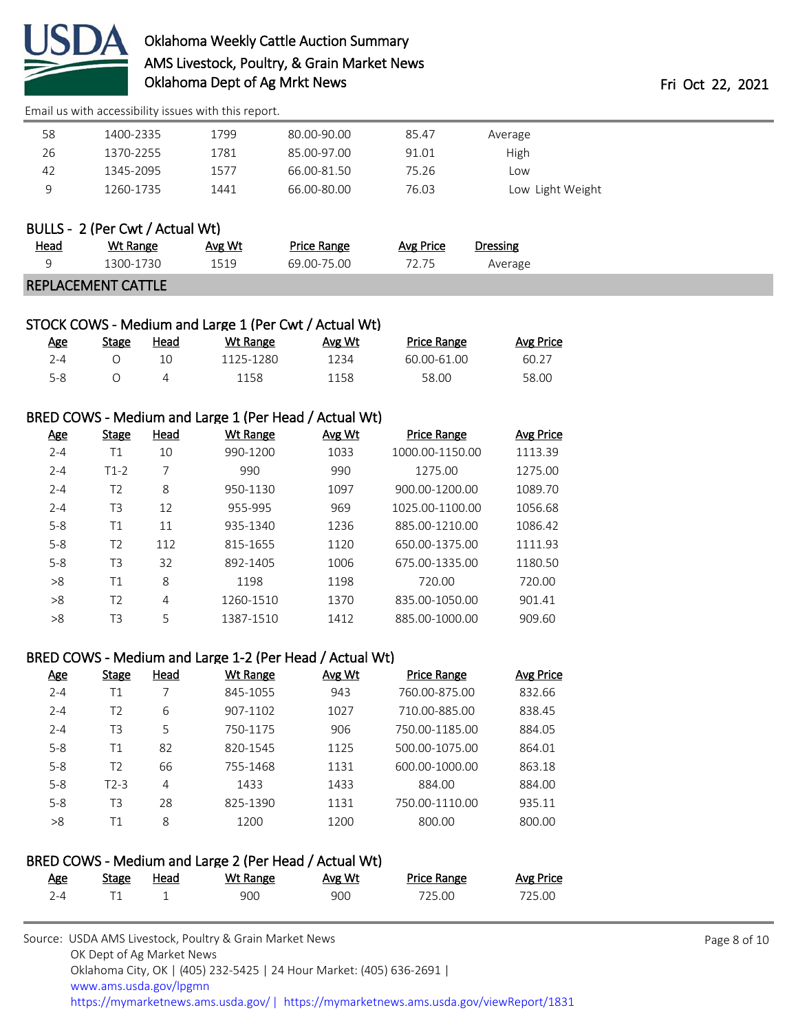| Head | Wt Range | Avg Wt | Price Range | Avg Price | Dressing |
|---|---|---|---|---|---|
| 58 | 1400-2335 | 1799 | 80.00-90.00 | 85.47 | Average |
| 26 | 1370-2255 | 1781 | 85.00-97.00 | 91.01 | High |
| 42 | 1345-2095 | 1577 | 66.00-81.50 | 75.26 | Low |
| 9 | 1260-1735 | 1441 | 66.00-80.00 | 76.03 | Low Light Weight |

BULLS - 2 (Per Cwt / Actual Wt)

| Head | Wt Range | Avg Wt | Price Range | Avg Price | Dressing |
|---|---|---|---|---|---|
| 9 | 1300-1730 | 1519 | 69.00-75.00 | 72.75 | Average |

## REPLACEMENT CATTLE

STOCK COWS - Medium and Large 1 (Per Cwt / Actual Wt)

| Age | Stage | Head | Wt Range | Avg Wt | Price Range | Avg Price |
|---|---|---|---|---|---|---|
| 2-4 | O | 10 | 1125-1280 | 1234 | 60.00-61.00 | 60.27 |
| 5-8 | O | 4 | 1158 | 1158 | 58.00 | 58.00 |

BRED COWS - Medium and Large 1 (Per Head / Actual Wt)

| Age | Stage | Head | Wt Range | Avg Wt | Price Range | Avg Price |
|---|---|---|---|---|---|---|
| 2-4 | T1 | 10 | 990-1200 | 1033 | 1000.00-1150.00 | 1113.39 |
| 2-4 | T1-2 | 7 | 990 | 990 | 1275.00 | 1275.00 |
| 2-4 | T2 | 8 | 950-1130 | 1097 | 900.00-1200.00 | 1089.70 |
| 2-4 | T3 | 12 | 955-995 | 969 | 1025.00-1100.00 | 1056.68 |
| 5-8 | T1 | 11 | 935-1340 | 1236 | 885.00-1210.00 | 1086.42 |
| 5-8 | T2 | 112 | 815-1655 | 1120 | 650.00-1375.00 | 1111.93 |
| 5-8 | T3 | 32 | 892-1405 | 1006 | 675.00-1335.00 | 1180.50 |
| >8 | T1 | 8 | 1198 | 1198 | 720.00 | 720.00 |
| >8 | T2 | 4 | 1260-1510 | 1370 | 835.00-1050.00 | 901.41 |
| >8 | T3 | 5 | 1387-1510 | 1412 | 885.00-1000.00 | 909.60 |

BRED COWS - Medium and Large 1-2 (Per Head / Actual Wt)

| Age | Stage | Head | Wt Range | Avg Wt | Price Range | Avg Price |
|---|---|---|---|---|---|---|
| 2-4 | T1 | 7 | 845-1055 | 943 | 760.00-875.00 | 832.66 |
| 2-4 | T2 | 6 | 907-1102 | 1027 | 710.00-885.00 | 838.45 |
| 2-4 | T3 | 5 | 750-1175 | 906 | 750.00-1185.00 | 884.05 |
| 5-8 | T1 | 82 | 820-1545 | 1125 | 500.00-1075.00 | 864.01 |
| 5-8 | T2 | 66 | 755-1468 | 1131 | 600.00-1000.00 | 863.18 |
| 5-8 | T2-3 | 4 | 1433 | 1433 | 884.00 | 884.00 |
| 5-8 | T3 | 28 | 825-1390 | 1131 | 750.00-1110.00 | 935.11 |
| >8 | T1 | 8 | 1200 | 1200 | 800.00 | 800.00 |

BRED COWS - Medium and Large 2 (Per Head / Actual Wt)

| Age | Stage | Head | Wt Range | Avg Wt | Price Range | Avg Price |
|---|---|---|---|---|---|---|
| 2-4 | T1 | 1 | 900 | 900 | 725.00 | 725.00 |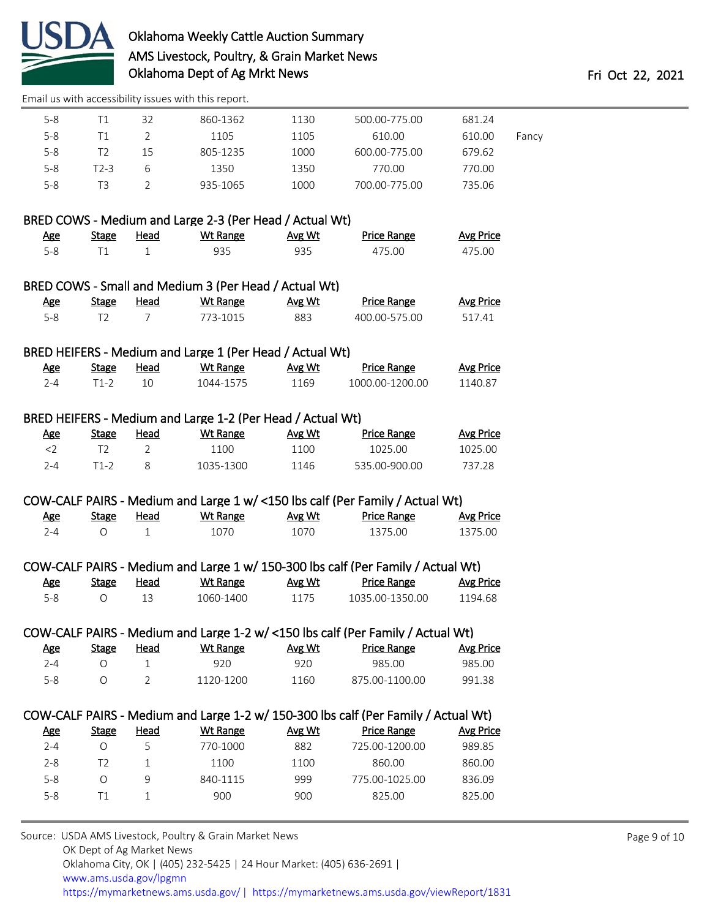Email us with accessibility issues with this report.

| Age | Stage | Head | Wt Range | Avg Wt | Price Range | Avg Price | |
|---|---|---|---|---|---|---|---|
| 5-8 | T1 | 32 | 860-1362 | 1130 | 500.00-775.00 | 681.24 | |
| 5-8 | T1 | 2 | 1105 | 1105 | 610.00 | 610.00 | Fancy |
| 5-8 | T2 | 15 | 805-1235 | 1000 | 600.00-775.00 | 679.62 | |
| 5-8 | T2-3 | 6 | 1350 | 1350 | 770.00 | 770.00 | |
| 5-8 | T3 | 2 | 935-1065 | 1000 | 700.00-775.00 | 735.06 | |

### BRED COWS - Medium and Large 2-3 (Per Head / Actual Wt)

| Age | Stage | Head | Wt Range | Avg Wt | Price Range | Avg Price |
|---|---|---|---|---|---|---|
| 5-8 | T1 | 1 | 935 | 935 | 475.00 | 475.00 |

### BRED COWS - Small and Medium 3 (Per Head / Actual Wt)

| Age | Stage | Head | Wt Range | Avg Wt | Price Range | Avg Price |
|---|---|---|---|---|---|---|
| 5-8 | T2 | 7 | 773-1015 | 883 | 400.00-575.00 | 517.41 |

### BRED HEIFERS - Medium and Large 1 (Per Head / Actual Wt)

| Age | Stage | Head | Wt Range | Avg Wt | Price Range | Avg Price |
|---|---|---|---|---|---|---|
| 2-4 | T1-2 | 10 | 1044-1575 | 1169 | 1000.00-1200.00 | 1140.87 |

### BRED HEIFERS - Medium and Large 1-2 (Per Head / Actual Wt)

| Age | Stage | Head | Wt Range | Avg Wt | Price Range | Avg Price |
|---|---|---|---|---|---|---|
| <2 | T2 | 2 | 1100 | 1100 | 1025.00 | 1025.00 |
| 2-4 | T1-2 | 8 | 1035-1300 | 1146 | 535.00-900.00 | 737.28 |

### COW-CALF PAIRS - Medium and Large 1 w/ <150 lbs calf (Per Family / Actual Wt)

| Age | Stage | Head | Wt Range | Avg Wt | Price Range | Avg Price |
|---|---|---|---|---|---|---|
| 2-4 | O | 1 | 1070 | 1070 | 1375.00 | 1375.00 |

### COW-CALF PAIRS - Medium and Large 1 w/ 150-300 lbs calf (Per Family / Actual Wt)

| Age | Stage | Head | Wt Range | Avg Wt | Price Range | Avg Price |
|---|---|---|---|---|---|---|
| 5-8 | O | 13 | 1060-1400 | 1175 | 1035.00-1350.00 | 1194.68 |

### COW-CALF PAIRS - Medium and Large 1-2 w/ <150 lbs calf (Per Family / Actual Wt)

| Age | Stage | Head | Wt Range | Avg Wt | Price Range | Avg Price |
|---|---|---|---|---|---|---|
| 2-4 | O | 1 | 920 | 920 | 985.00 | 985.00 |
| 5-8 | O | 2 | 1120-1200 | 1160 | 875.00-1100.00 | 991.38 |

### COW-CALF PAIRS - Medium and Large 1-2 w/ 150-300 lbs calf (Per Family / Actual Wt)

| Age | Stage | Head | Wt Range | Avg Wt | Price Range | Avg Price |
|---|---|---|---|---|---|---|
| 2-4 | O | 5 | 770-1000 | 882 | 725.00-1200.00 | 989.85 |
| 2-8 | T2 | 1 | 1100 | 1100 | 860.00 | 860.00 |
| 5-8 | O | 9 | 840-1115 | 999 | 775.00-1025.00 | 836.09 |
| 5-8 | T1 | 1 | 900 | 900 | 825.00 | 825.00 |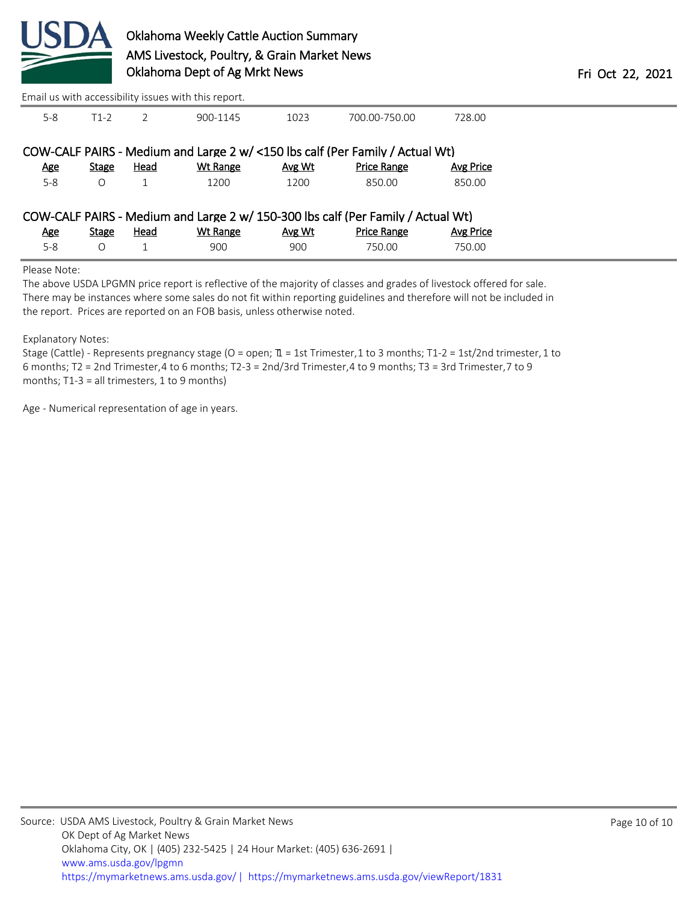Email us with accessibility issues with this report.

| | | | | | | |
|---|---|---|---|---|---|---|
| 5-8 | T1-2 | 2 | 900-1145 | 1023 | 700.00-750.00 | 728.00 |

## COW-CALF PAIRS - Medium and Large 2 w/ <150 lbs calf (Per Family / Actual Wt)

| Age | Stage | Head | Wt Range | Avg Wt | Price Range | Avg Price |
|---|---|---|---|---|---|---|
| 5-8 | O | 1 | 1200 | 1200 | 850.00 | 850.00 |

## COW-CALF PAIRS - Medium and Large 2 w/ 150-300 lbs calf (Per Family / Actual Wt)

| Age | Stage | Head | Wt Range | Avg Wt | Price Range | Avg Price |
|---|---|---|---|---|---|---|
| 5-8 | O | 1 | 900 | 900 | 750.00 | 750.00 |

Please Note:

The above USDA LPGMN price report is reflective of the majority of classes and grades of livestock offered for sale. There may be instances where some sales do not fit within reporting guidelines and therefore will not be included in the report. Prices are reported on an FOB basis, unless otherwise noted.

Explanatory Notes:

Stage (Cattle) - Represents pregnancy stage (O = open; T1 = 1st Trimester,1 to 3 months; T1-2 = 1st/2nd trimester, 1 to 6 months; T2 = 2nd Trimester,4 to 6 months; T2-3 = 2nd/3rd Trimester,4 to 9 months; T3 = 3rd Trimester,7 to 9 months; T1-3 = all trimesters, 1 to 9 months)

Age - Numerical representation of age in years.

Source: USDA AMS Livestock, Poultry & Grain Market News
OK Dept of Ag Market News
Oklahoma City, OK | (405) 232-5425 | 24 Hour Market: (405) 636-2691 |
www.ams.usda.gov/lpgmn
https://mymarketnews.ams.usda.gov/ | https://mymarketnews.ams.usda.gov/viewReport/1831